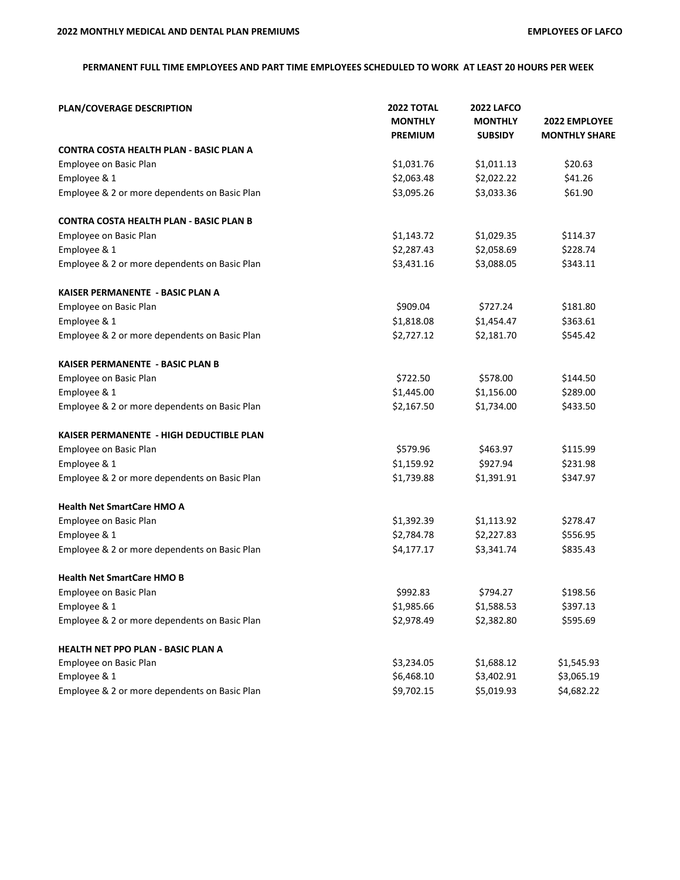**2022 MONTHLY MEDICAL AND DENTAL PLAN PREMIUMS** **EMPLOYEES OF LAFCO**

**PERMANENT FULL TIME EMPLOYEES AND PART TIME EMPLOYEES SCHEDULED TO WORK AT LEAST 20 HOURS PER WEEK**

| PLAN/COVERAGE DESCRIPTION | 2022 TOTAL MONTHLY PREMIUM | 2022 LAFCO MONTHLY SUBSIDY | 2022 EMPLOYEE MONTHLY SHARE |
|---|---|---|---|
| **CONTRA COSTA HEALTH PLAN - BASIC PLAN A** | | | |
| Employee on Basic Plan | $1,031.76 | $1,011.13 | $20.63 |
| Employee & 1 | $2,063.48 | $2,022.22 | $41.26 |
| Employee & 2 or more dependents on Basic Plan | $3,095.26 | $3,033.36 | $61.90 |
| **CONTRA COSTA HEALTH PLAN - BASIC PLAN B** | | | |
| Employee on Basic Plan | $1,143.72 | $1,029.35 | $114.37 |
| Employee & 1 | $2,287.43 | $2,058.69 | $228.74 |
| Employee & 2 or more dependents on Basic Plan | $3,431.16 | $3,088.05 | $343.11 |
| **KAISER PERMANENTE - BASIC PLAN A** | | | |
| Employee on Basic Plan | $909.04 | $727.24 | $181.80 |
| Employee & 1 | $1,818.08 | $1,454.47 | $363.61 |
| Employee & 2 or more dependents on Basic Plan | $2,727.12 | $2,181.70 | $545.42 |
| **KAISER PERMANENTE - BASIC PLAN B** | | | |
| Employee on Basic Plan | $722.50 | $578.00 | $144.50 |
| Employee & 1 | $1,445.00 | $1,156.00 | $289.00 |
| Employee & 2 or more dependents on Basic Plan | $2,167.50 | $1,734.00 | $433.50 |
| **KAISER PERMANENTE - HIGH DEDUCTIBLE PLAN** | | | |
| Employee on Basic Plan | $579.96 | $463.97 | $115.99 |
| Employee & 1 | $1,159.92 | $927.94 | $231.98 |
| Employee & 2 or more dependents on Basic Plan | $1,739.88 | $1,391.91 | $347.97 |
| **Health Net SmartCare HMO A** | | | |
| Employee on Basic Plan | $1,392.39 | $1,113.92 | $278.47 |
| Employee & 1 | $2,784.78 | $2,227.83 | $556.95 |
| Employee & 2 or more dependents on Basic Plan | $4,177.17 | $3,341.74 | $835.43 |
| **Health Net SmartCare HMO B** | | | |
| Employee on Basic Plan | $992.83 | $794.27 | $198.56 |
| Employee & 1 | $1,985.66 | $1,588.53 | $397.13 |
| Employee & 2 or more dependents on Basic Plan | $2,978.49 | $2,382.80 | $595.69 |
| **HEALTH NET PPO PLAN - BASIC PLAN A** | | | |
| Employee on Basic Plan | $3,234.05 | $1,688.12 | $1,545.93 |
| Employee & 1 | $6,468.10 | $3,402.91 | $3,065.19 |
| Employee & 2 or more dependents on Basic Plan | $9,702.15 | $5,019.93 | $4,682.22 |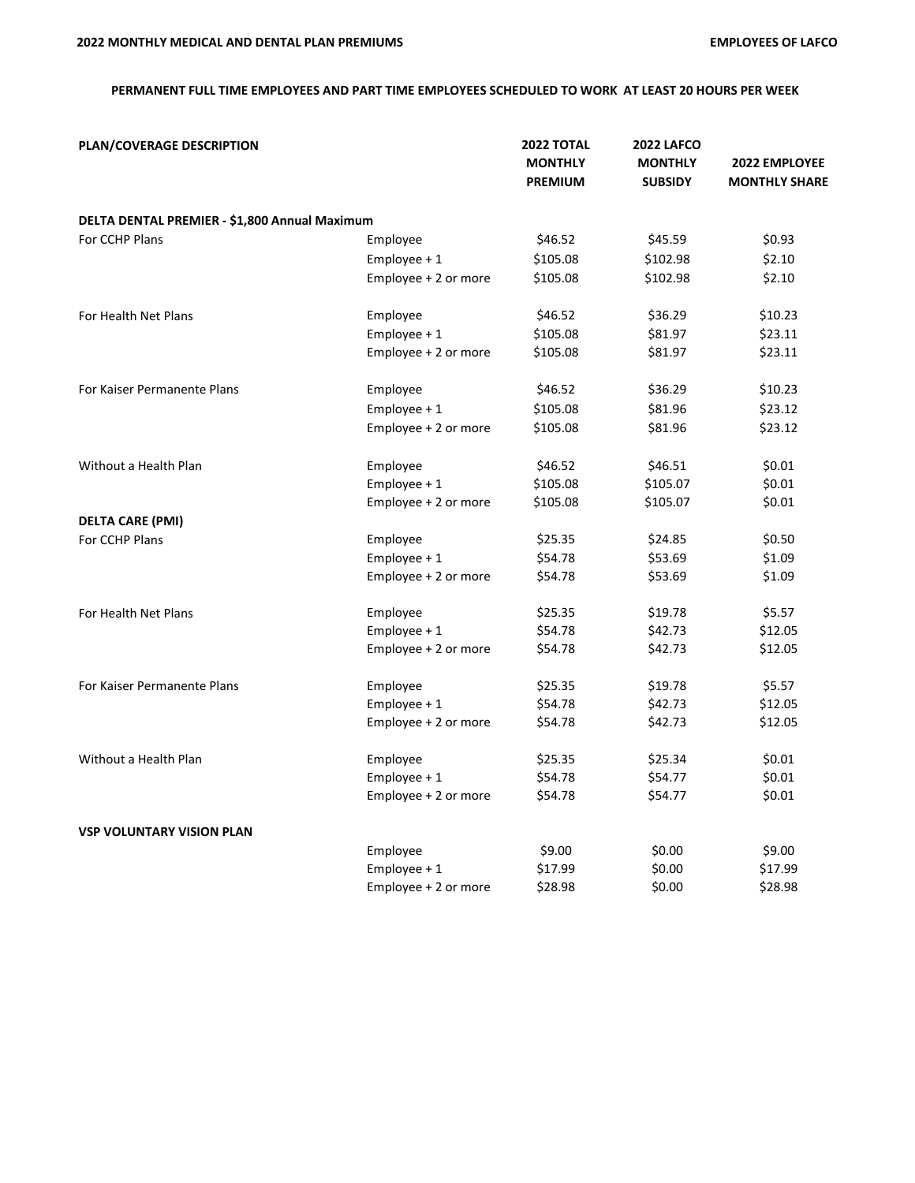**2022 MONTHLY MEDICAL AND DENTAL PLAN PREMIUMS** **EMPLOYEES OF LAFCO**

**PERMANENT FULL TIME EMPLOYEES AND PART TIME EMPLOYEES SCHEDULED TO WORK AT LEAST 20 HOURS PER WEEK**

| PLAN/COVERAGE DESCRIPTION | | 2022 TOTAL MONTHLY PREMIUM | 2022 LAFCO MONTHLY SUBSIDY | 2022 EMPLOYEE MONTHLY SHARE |
|---|---|---|---|---|
| **DELTA DENTAL PREMIER - $1,800 Annual Maximum** | | | | |
| For CCHP Plans | Employee | $46.52 | $45.59 | $0.93 |
| | Employee + 1 | $105.08 | $102.98 | $2.10 |
| | Employee + 2 or more | $105.08 | $102.98 | $2.10 |
| For Health Net Plans | Employee | $46.52 | $36.29 | $10.23 |
| | Employee + 1 | $105.08 | $81.97 | $23.11 |
| | Employee + 2 or more | $105.08 | $81.97 | $23.11 |
| For Kaiser Permanente Plans | Employee | $46.52 | $36.29 | $10.23 |
| | Employee + 1 | $105.08 | $81.96 | $23.12 |
| | Employee + 2 or more | $105.08 | $81.96 | $23.12 |
| Without a Health Plan | Employee | $46.52 | $46.51 | $0.01 |
| | Employee + 1 | $105.08 | $105.07 | $0.01 |
| | Employee + 2 or more | $105.08 | $105.07 | $0.01 |
| **DELTA CARE (PMI)** | | | | |
| For CCHP Plans | Employee | $25.35 | $24.85 | $0.50 |
| | Employee + 1 | $54.78 | $53.69 | $1.09 |
| | Employee + 2 or more | $54.78 | $53.69 | $1.09 |
| For Health Net Plans | Employee | $25.35 | $19.78 | $5.57 |
| | Employee + 1 | $54.78 | $42.73 | $12.05 |
| | Employee + 2 or more | $54.78 | $42.73 | $12.05 |
| For Kaiser Permanente Plans | Employee | $25.35 | $19.78 | $5.57 |
| | Employee + 1 | $54.78 | $42.73 | $12.05 |
| | Employee + 2 or more | $54.78 | $42.73 | $12.05 |
| Without a Health Plan | Employee | $25.35 | $25.34 | $0.01 |
| | Employee + 1 | $54.78 | $54.77 | $0.01 |
| | Employee + 2 or more | $54.78 | $54.77 | $0.01 |
| **VSP VOLUNTARY VISION PLAN** | | | | |
| | Employee | $9.00 | $0.00 | $9.00 |
| | Employee + 1 | $17.99 | $0.00 | $17.99 |
| | Employee + 2 or more | $28.98 | $0.00 | $28.98 |